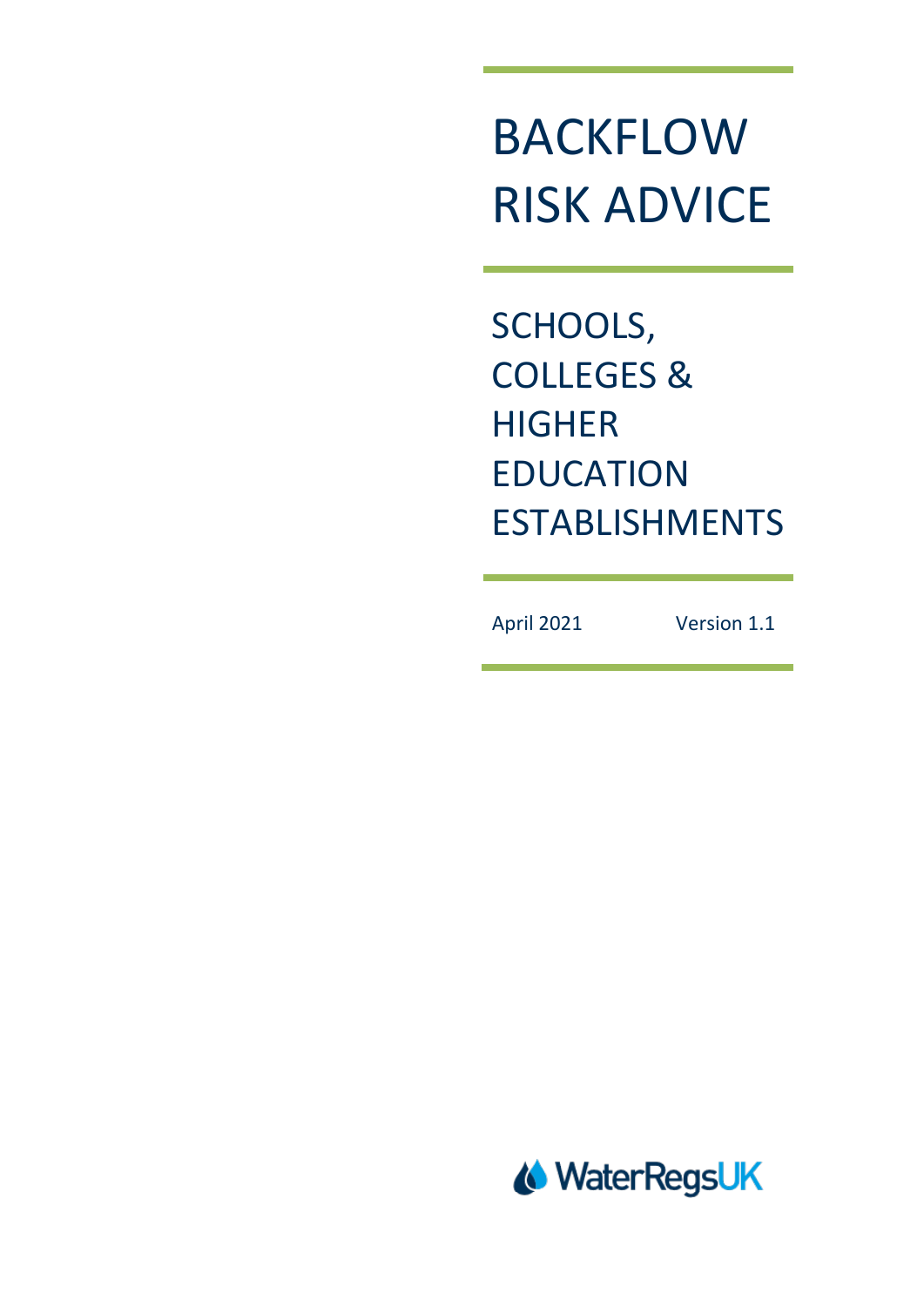# BACKFLOW RISK ADVICE

## SCHOOLS, COLLEGES & HIGHER EDUCATION ESTABLISHMENTS

April 2021 Version 1.1

WaterRegsUK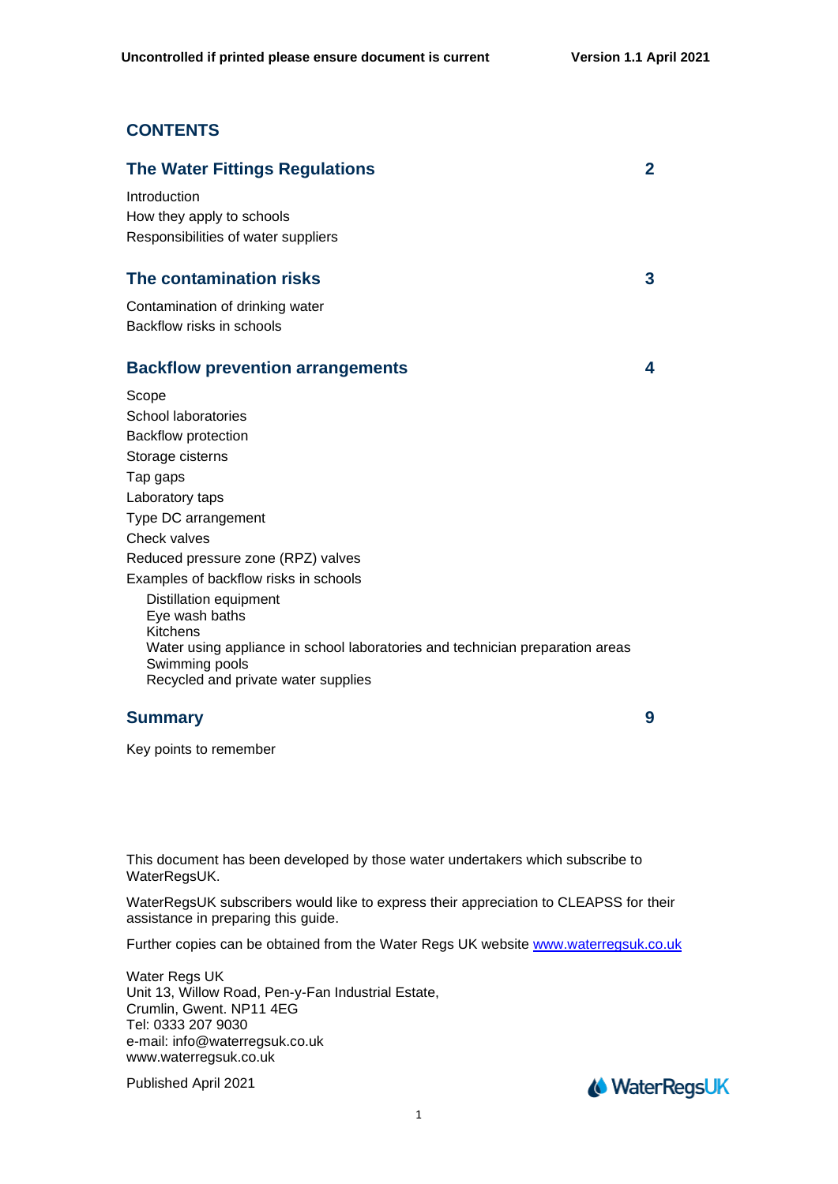# CONTENTS

## The Water Fittings Regulations — 2

Introduction
How they apply to schools
Responsibilities of water suppliers

## The contamination risks — 3

Contamination of drinking water
Backflow risks in schools

## Backflow prevention arrangements — 4

Scope
School laboratories
Backflow protection
Storage cisterns
Tap gaps
Laboratory taps
Type DC arrangement
Check valves
Reduced pressure zone (RPZ) valves
Examples of backflow risks in schools
- Distillation equipment
- Eye wash baths
- Kitchens
- Water using appliance in school laboratories and technician preparation areas
- Swimming pools
- Recycled and private water supplies

## Summary — 9

Key points to remember

This document has been developed by those water undertakers which subscribe to WaterRegsUK.

WaterRegsUK subscribers would like to express their appreciation to CLEAPSS for their assistance in preparing this guide.

Further copies can be obtained from the Water Regs UK website www.waterregsuk.co.uk

Water Regs UK
Unit 13, Willow Road, Pen-y-Fan Industrial Estate,
Crumlin, Gwent. NP11 4EG
Tel: 0333 207 9030
e-mail: info@waterregsuk.co.uk
www.waterregsuk.co.uk

Published April 2021

WaterRegsUK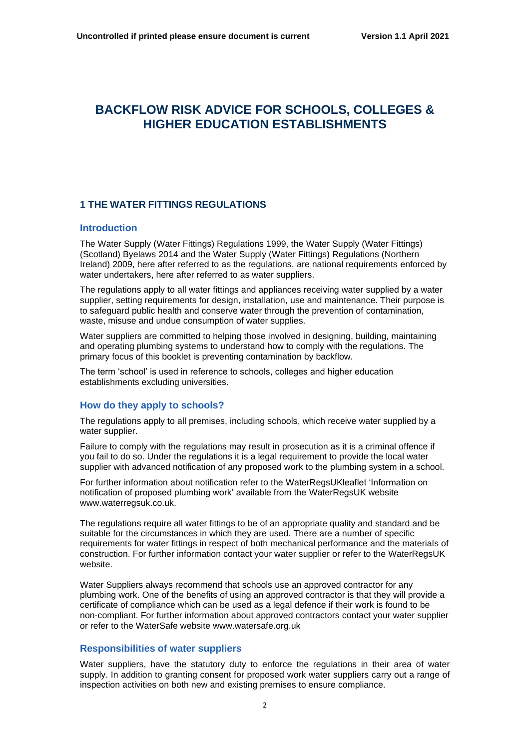# BACKFLOW RISK ADVICE FOR SCHOOLS, COLLEGES & HIGHER EDUCATION ESTABLISHMENTS

## 1 THE WATER FITTINGS REGULATIONS

### Introduction

The Water Supply (Water Fittings) Regulations 1999, the Water Supply (Water Fittings) (Scotland) Byelaws 2014 and the Water Supply (Water Fittings) Regulations (Northern Ireland) 2009, here after referred to as the regulations, are national requirements enforced by water undertakers, here after referred to as water suppliers.

The regulations apply to all water fittings and appliances receiving water supplied by a water supplier, setting requirements for design, installation, use and maintenance. Their purpose is to safeguard public health and conserve water through the prevention of contamination, waste, misuse and undue consumption of water supplies.

Water suppliers are committed to helping those involved in designing, building, maintaining and operating plumbing systems to understand how to comply with the regulations. The primary focus of this booklet is preventing contamination by backflow.

The term 'school' is used in reference to schools, colleges and higher education establishments excluding universities.

### How do they apply to schools?

The regulations apply to all premises, including schools, which receive water supplied by a water supplier.

Failure to comply with the regulations may result in prosecution as it is a criminal offence if you fail to do so. Under the regulations it is a legal requirement to provide the local water supplier with advanced notification of any proposed work to the plumbing system in a school.

For further information about notification refer to the WaterRegsUKleaflet 'Information on notification of proposed plumbing work' available from the WaterRegsUK website www.waterregsuk.co.uk.

The regulations require all water fittings to be of an appropriate quality and standard and be suitable for the circumstances in which they are used. There are a number of specific requirements for water fittings in respect of both mechanical performance and the materials of construction. For further information contact your water supplier or refer to the WaterRegsUK website.

Water Suppliers always recommend that schools use an approved contractor for any plumbing work. One of the benefits of using an approved contractor is that they will provide a certificate of compliance which can be used as a legal defence if their work is found to be non-compliant. For further information about approved contractors contact your water supplier or refer to the WaterSafe website www.watersafe.org.uk

### Responsibilities of water suppliers

Water suppliers, have the statutory duty to enforce the regulations in their area of water supply. In addition to granting consent for proposed work water suppliers carry out a range of inspection activities on both new and existing premises to ensure compliance.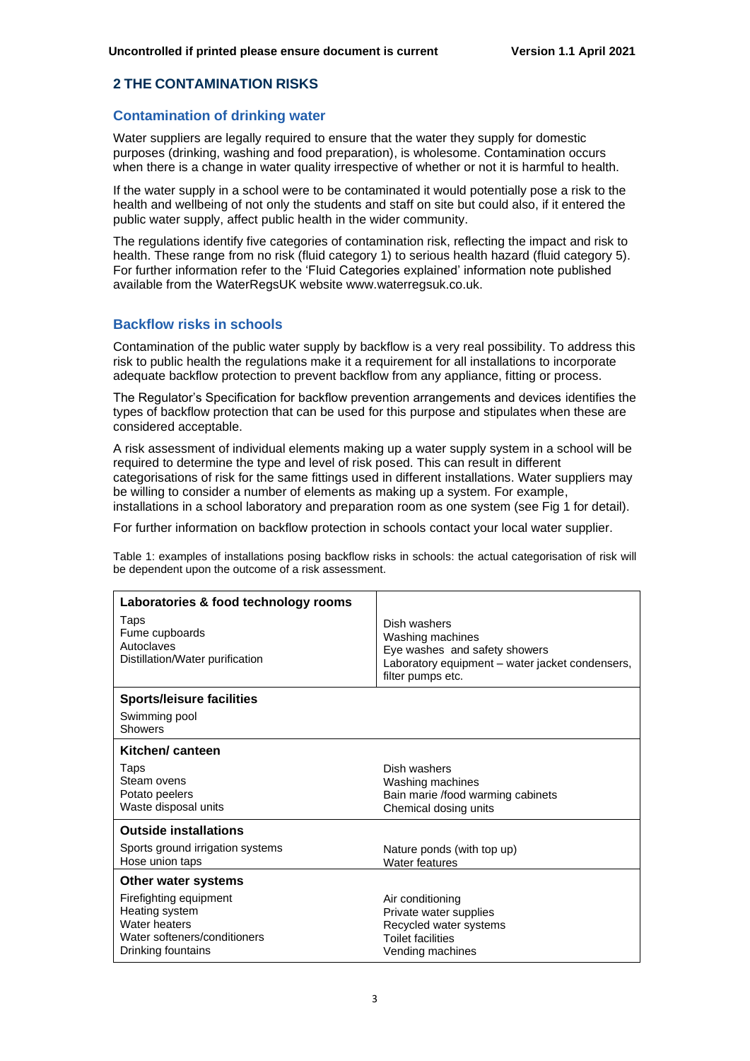## 2 THE CONTAMINATION RISKS

### Contamination of drinking water

Water suppliers are legally required to ensure that the water they supply for domestic purposes (drinking, washing and food preparation), is wholesome. Contamination occurs when there is a change in water quality irrespective of whether or not it is harmful to health.

If the water supply in a school were to be contaminated it would potentially pose a risk to the health and wellbeing of not only the students and staff on site but could also, if it entered the public water supply, affect public health in the wider community.

The regulations identify five categories of contamination risk, reflecting the impact and risk to health. These range from no risk (fluid category 1) to serious health hazard (fluid category 5). For further information refer to the 'Fluid Categories explained' information note published available from the WaterRegsUK website www.waterregsuk.co.uk.

### Backflow risks in schools

Contamination of the public water supply by backflow is a very real possibility. To address this risk to public health the regulations make it a requirement for all installations to incorporate adequate backflow protection to prevent backflow from any appliance, fitting or process.

The Regulator's Specification for backflow prevention arrangements and devices identifies the types of backflow protection that can be used for this purpose and stipulates when these are considered acceptable.

A risk assessment of individual elements making up a water supply system in a school will be required to determine the type and level of risk posed. This can result in different categorisations of risk for the same fittings used in different installations. Water suppliers may be willing to consider a number of elements as making up a system. For example, installations in a school laboratory and preparation room as one system (see Fig 1 for detail).

For further information on backflow protection in schools contact your local water supplier.

Table 1: examples of installations posing backflow risks in schools: the actual categorisation of risk will be dependent upon the outcome of a risk assessment.

| | |
|---|---|
| **Laboratories & food technology rooms** | |
| Taps<br>Fume cupboards<br>Autoclaves<br>Distillation/Water purification | Dish washers<br>Washing machines<br>Eye washes and safety showers<br>Laboratory equipment – water jacket condensers, filter pumps etc. |
| **Sports/leisure facilities** | |
| Swimming pool<br>Showers | |
| **Kitchen/ canteen** | |
| Taps<br>Steam ovens<br>Potato peelers<br>Waste disposal units | Dish washers<br>Washing machines<br>Bain marie /food warming cabinets<br>Chemical dosing units |
| **Outside installations** | |
| Sports ground irrigation systems<br>Hose union taps | Nature ponds (with top up)<br>Water features |
| **Other water systems** | |
| Firefighting equipment<br>Heating system<br>Water heaters<br>Water softeners/conditioners<br>Drinking fountains | Air conditioning<br>Private water supplies<br>Recycled water systems<br>Toilet facilities<br>Vending machines |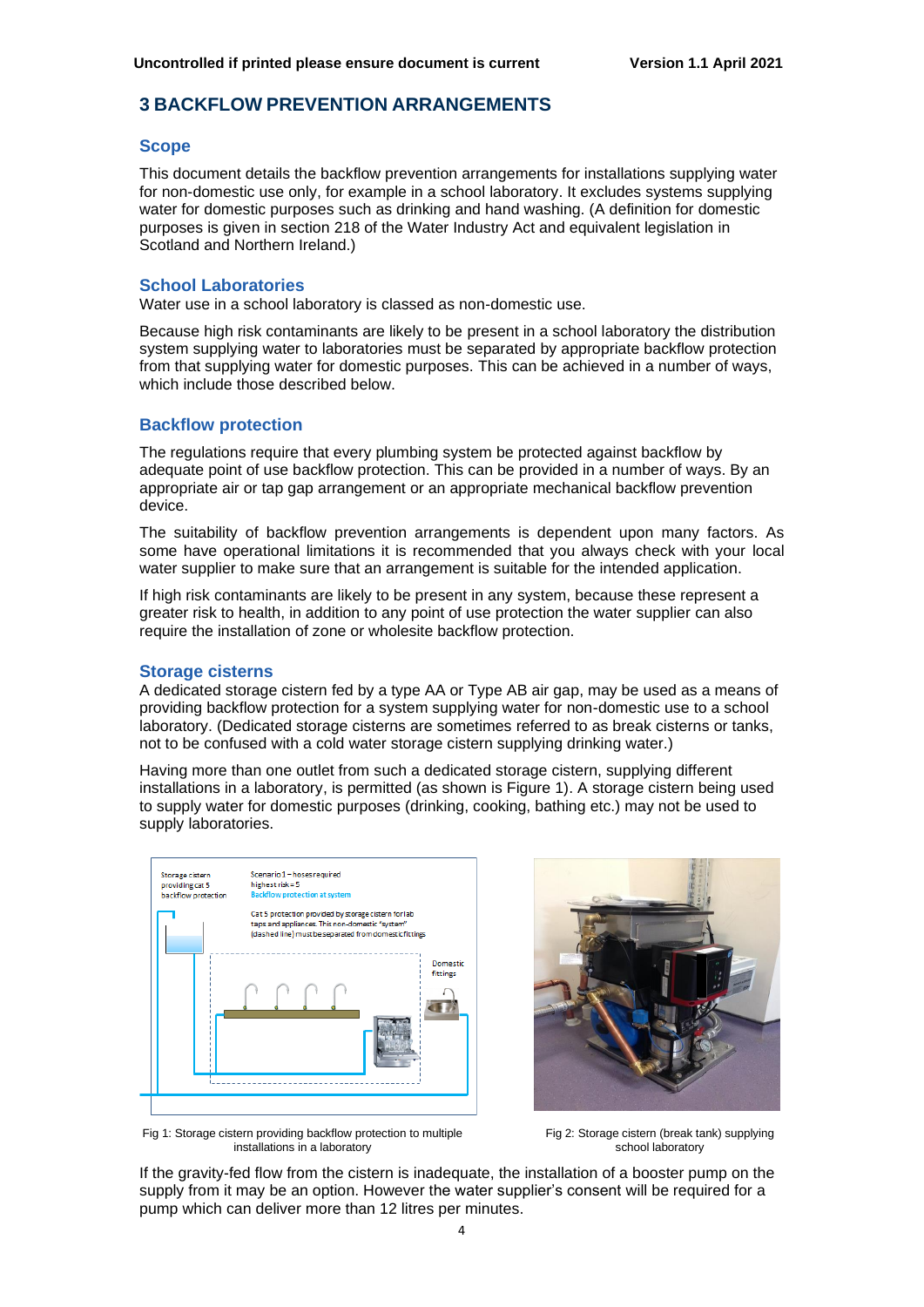## 3 BACKFLOW PREVENTION ARRANGEMENTS

### Scope

This document details the backflow prevention arrangements for installations supplying water for non-domestic use only, for example in a school laboratory. It excludes systems supplying water for domestic purposes such as drinking and hand washing. (A definition for domestic purposes is given in section 218 of the Water Industry Act and equivalent legislation in Scotland and Northern Ireland.)

### School Laboratories

Water use in a school laboratory is classed as non-domestic use.

Because high risk contaminants are likely to be present in a school laboratory the distribution system supplying water to laboratories must be separated by appropriate backflow protection from that supplying water for domestic purposes. This can be achieved in a number of ways, which include those described below.

### Backflow protection

The regulations require that every plumbing system be protected against backflow by adequate point of use backflow protection. This can be provided in a number of ways. By an appropriate air or tap gap arrangement or an appropriate mechanical backflow prevention device.

The suitability of backflow prevention arrangements is dependent upon many factors. As some have operational limitations it is recommended that you always check with your local water supplier to make sure that an arrangement is suitable for the intended application.

If high risk contaminants are likely to be present in any system, because these represent a greater risk to health, in addition to any point of use protection the water supplier can also require the installation of zone or wholesite backflow protection.

### Storage cisterns

A dedicated storage cistern fed by a type AA or Type AB air gap, may be used as a means of providing backflow protection for a system supplying water for non-domestic use to a school laboratory. (Dedicated storage cisterns are sometimes referred to as break cisterns or tanks, not to be confused with a cold water storage cistern supplying drinking water.)

Having more than one outlet from such a dedicated storage cistern, supplying different installations in a laboratory, is permitted (as shown is Figure 1). A storage cistern being used to supply water for domestic purposes (drinking, cooking, bathing etc.) may not be used to supply laboratories.

Fig 1: Storage cistern providing backflow protection to multiple installations in a laboratory

Fig 2: Storage cistern (break tank) supplying school laboratory

If the gravity-fed flow from the cistern is inadequate, the installation of a booster pump on the supply from it may be an option. However the water supplier's consent will be required for a pump which can deliver more than 12 litres per minutes.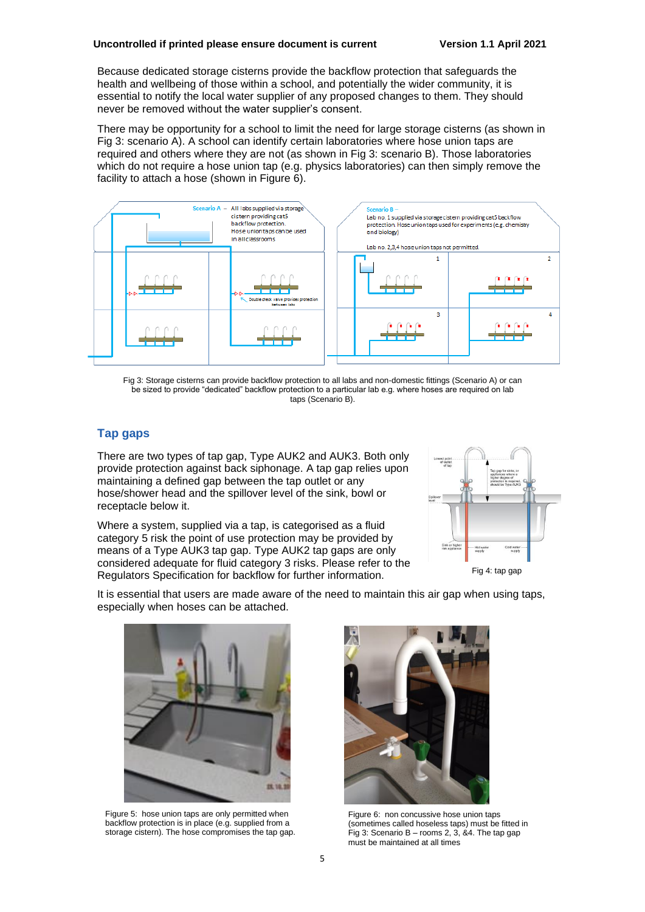Because dedicated storage cisterns provide the backflow protection that safeguards the health and wellbeing of those within a school, and potentially the wider community, it is essential to notify the local water supplier of any proposed changes to them. They should never be removed without the water supplier's consent.

There may be opportunity for a school to limit the need for large storage cisterns (as shown in Fig 3: scenario A). A school can identify certain laboratories where hose union taps are required and others where they are not (as shown in Fig 3: scenario B). Those laboratories which do not require a hose union tap (e.g. physics laboratories) can then simply remove the facility to attach a hose (shown in Figure 6).

Fig 3: Storage cisterns can provide backflow protection to all labs and non-domestic fittings (Scenario A) or can be sized to provide "dedicated" backflow protection to a particular lab e.g. where hoses are required on lab taps (Scenario B).

## Tap gaps

There are two types of tap gap, Type AUK2 and AUK3. Both only provide protection against back siphonage. A tap gap relies upon maintaining a defined gap between the tap outlet or any hose/shower head and the spillover level of the sink, bowl or receptacle below it.

Where a system, supplied via a tap, is categorised as a fluid category 5 risk the point of use protection may be provided by means of a Type AUK3 tap gap. Type AUK2 tap gaps are only considered adequate for fluid category 3 risks. Please refer to the Regulators Specification for backflow for further information.

Fig 4: tap gap

It is essential that users are made aware of the need to maintain this air gap when using taps, especially when hoses can be attached.

Figure 5: hose union taps are only permitted when backflow protection is in place (e.g. supplied from a storage cistern). The hose compromises the tap gap.

Figure 6: non concussive hose union taps (sometimes called hoseless taps) must be fitted in Fig 3: Scenario B – rooms 2, 3, &4. The tap gap must be maintained at all times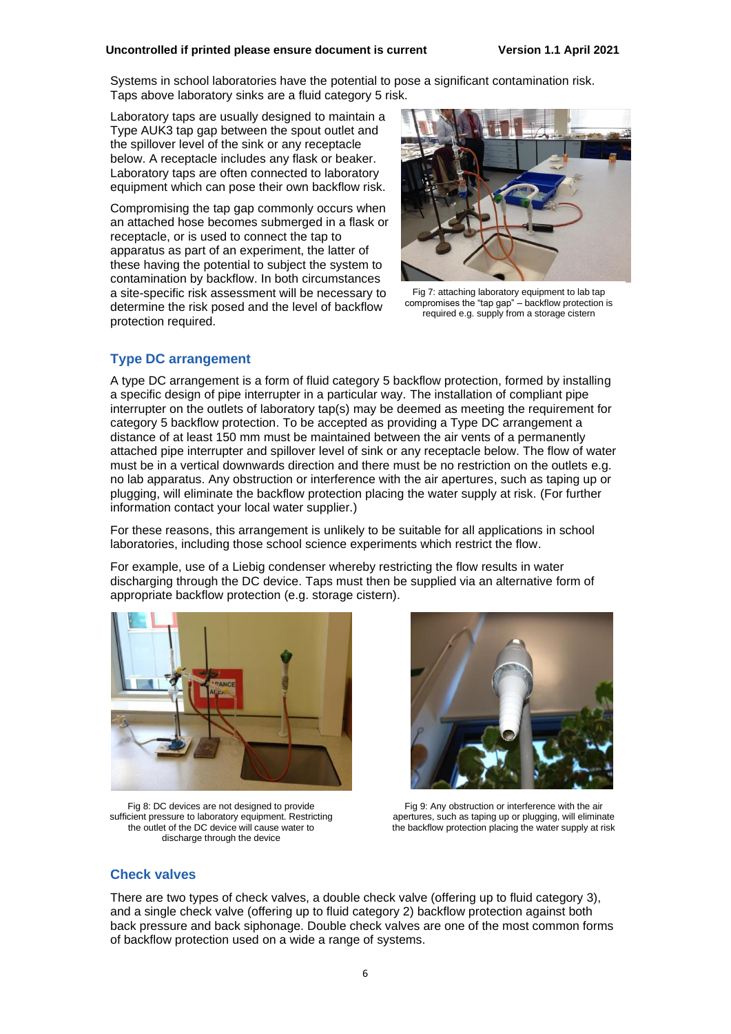Systems in school laboratories have the potential to pose a significant contamination risk. Taps above laboratory sinks are a fluid category 5 risk.

Laboratory taps are usually designed to maintain a Type AUK3 tap gap between the spout outlet and the spillover level of the sink or any receptacle below. A receptacle includes any flask or beaker. Laboratory taps are often connected to laboratory equipment which can pose their own backflow risk.

Compromising the tap gap commonly occurs when an attached hose becomes submerged in a flask or receptacle, or is used to connect the tap to apparatus as part of an experiment, the latter of these having the potential to subject the system to contamination by backflow. In both circumstances a site-specific risk assessment will be necessary to determine the risk posed and the level of backflow protection required.

Fig 7: attaching laboratory equipment to lab tap compromises the "tap gap" – backflow protection is required e.g. supply from a storage cistern

## Type DC arrangement

A type DC arrangement is a form of fluid category 5 backflow protection, formed by installing a specific design of pipe interrupter in a particular way. The installation of compliant pipe interrupter on the outlets of laboratory tap(s) may be deemed as meeting the requirement for category 5 backflow protection. To be accepted as providing a Type DC arrangement a distance of at least 150 mm must be maintained between the air vents of a permanently attached pipe interrupter and spillover level of sink or any receptacle below. The flow of water must be in a vertical downwards direction and there must be no restriction on the outlets e.g. no lab apparatus. Any obstruction or interference with the air apertures, such as taping up or plugging, will eliminate the backflow protection placing the water supply at risk. (For further information contact your local water supplier.)

For these reasons, this arrangement is unlikely to be suitable for all applications in school laboratories, including those school science experiments which restrict the flow.

For example, use of a Liebig condenser whereby restricting the flow results in water discharging through the DC device. Taps must then be supplied via an alternative form of appropriate backflow protection (e.g. storage cistern).

Fig 8: DC devices are not designed to provide sufficient pressure to laboratory equipment. Restricting the outlet of the DC device will cause water to discharge through the device

Fig 9: Any obstruction or interference with the air apertures, such as taping up or plugging, will eliminate the backflow protection placing the water supply at risk

## Check valves

There are two types of check valves, a double check valve (offering up to fluid category 3), and a single check valve (offering up to fluid category 2) backflow protection against both back pressure and back siphonage. Double check valves are one of the most common forms of backflow protection used on a wide a range of systems.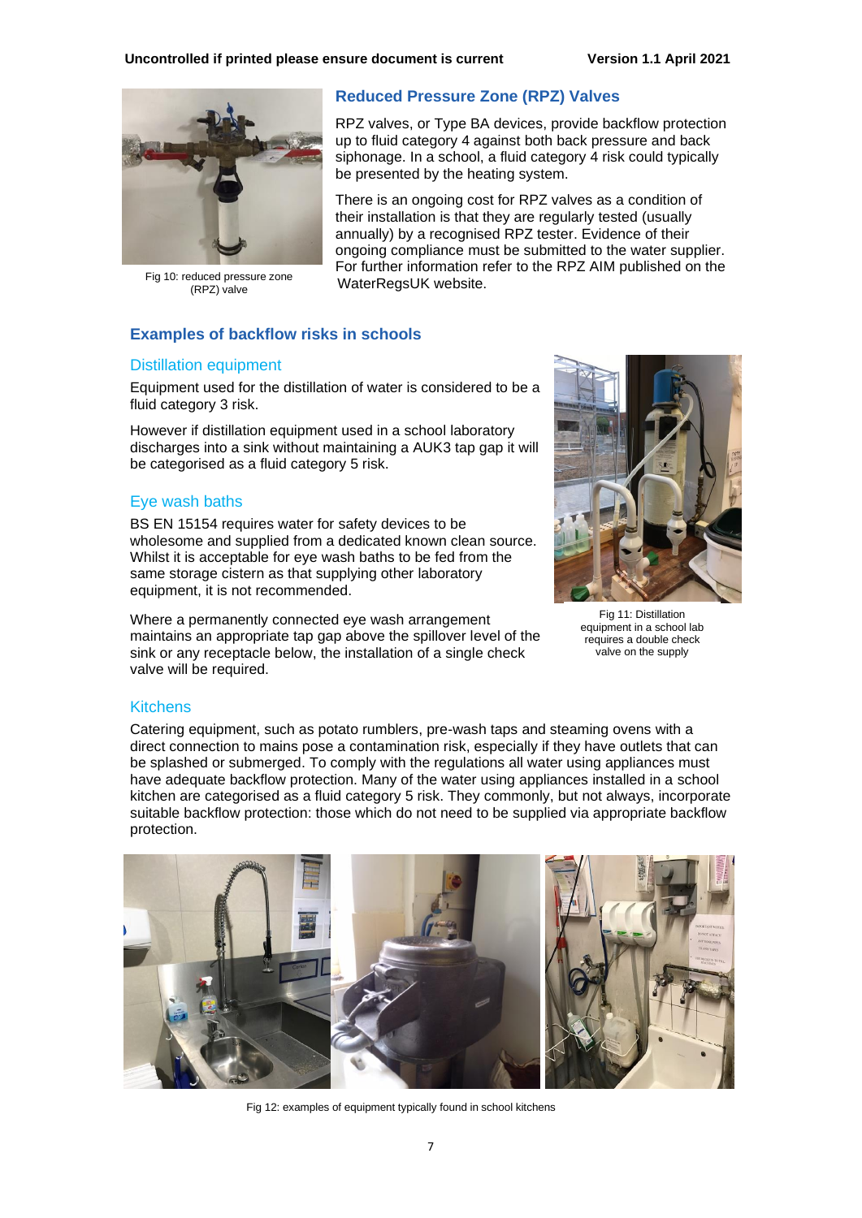## Reduced Pressure Zone (RPZ) Valves

Fig 10: reduced pressure zone (RPZ) valve

RPZ valves, or Type BA devices, provide backflow protection up to fluid category 4 against both back pressure and back siphonage. In a school, a fluid category 4 risk could typically be presented by the heating system.

There is an ongoing cost for RPZ valves as a condition of their installation is that they are regularly tested (usually annually) by a recognised RPZ tester. Evidence of their ongoing compliance must be submitted to the water supplier. For further information refer to the RPZ AIM published on the WaterRegsUK website.

## Examples of backflow risks in schools

### Distillation equipment

Equipment used for the distillation of water is considered to be a fluid category 3 risk.

However if distillation equipment used in a school laboratory discharges into a sink without maintaining a AUK3 tap gap it will be categorised as a fluid category 5 risk.

Fig 11: Distillation equipment in a school lab requires a double check valve on the supply

### Eye wash baths

BS EN 15154 requires water for safety devices to be wholesome and supplied from a dedicated known clean source. Whilst it is acceptable for eye wash baths to be fed from the same storage cistern as that supplying other laboratory equipment, it is not recommended.

Where a permanently connected eye wash arrangement maintains an appropriate tap gap above the spillover level of the sink or any receptacle below, the installation of a single check valve will be required.

### Kitchens

Catering equipment, such as potato rumblers, pre-wash taps and steaming ovens with a direct connection to mains pose a contamination risk, especially if they have outlets that can be splashed or submerged. To comply with the regulations all water using appliances must have adequate backflow protection. Many of the water using appliances installed in a school kitchen are categorised as a fluid category 5 risk. They commonly, but not always, incorporate suitable backflow protection: those which do not need to be supplied via appropriate backflow protection.

Fig 12: examples of equipment typically found in school kitchens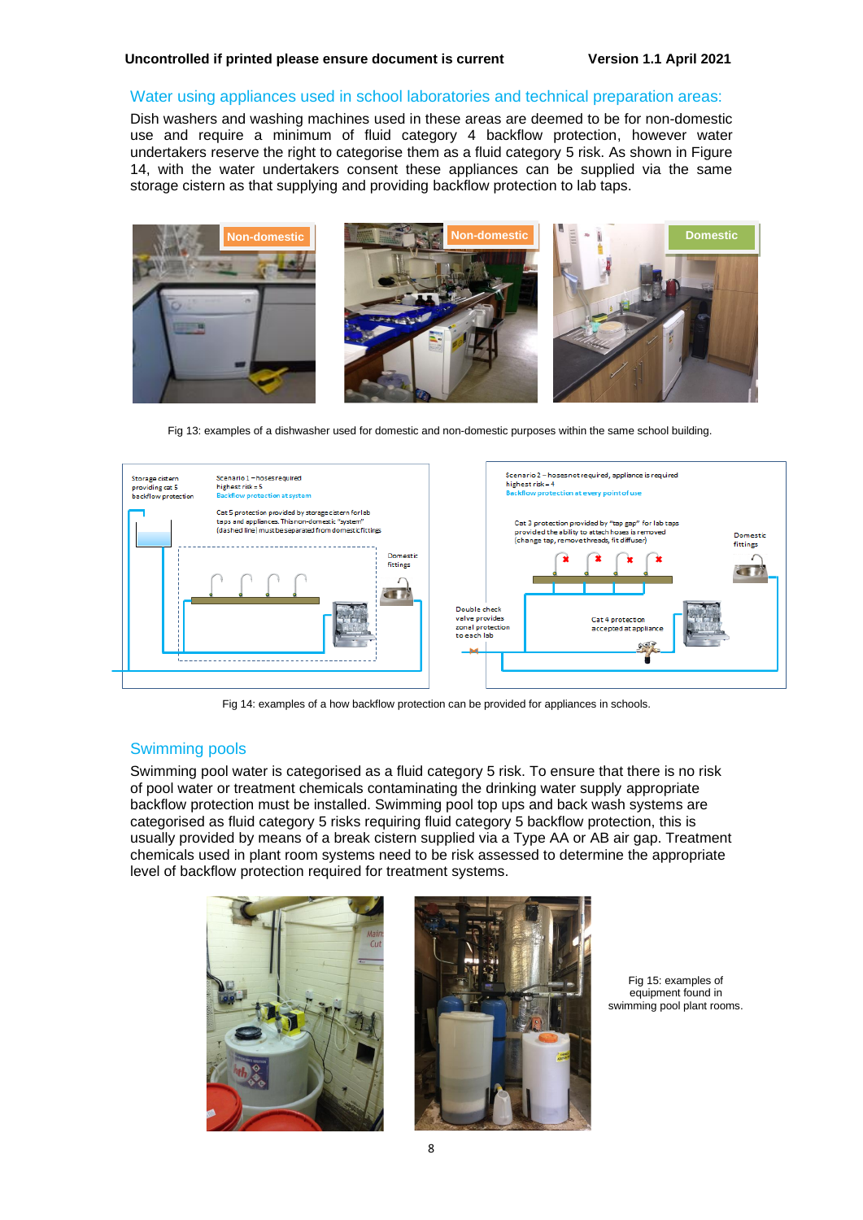## Water using appliances used in school laboratories and technical preparation areas:

Dish washers and washing machines used in these areas are deemed to be for non-domestic use and require a minimum of fluid category 4 backflow protection, however water undertakers reserve the right to categorise them as a fluid category 5 risk. As shown in Figure 14, with the water undertakers consent these appliances can be supplied via the same storage cistern as that supplying and providing backflow protection to lab taps.

Fig 13: examples of a dishwasher used for domestic and non-domestic purposes within the same school building.

Fig 14: examples of a how backflow protection can be provided for appliances in schools.

## Swimming pools

Swimming pool water is categorised as a fluid category 5 risk. To ensure that there is no risk of pool water or treatment chemicals contaminating the drinking water supply appropriate backflow protection must be installed. Swimming pool top ups and back wash systems are categorised as fluid category 5 risks requiring fluid category 5 backflow protection, this is usually provided by means of a break cistern supplied via a Type AA or AB air gap. Treatment chemicals used in plant room systems need to be risk assessed to determine the appropriate level of backflow protection required for treatment systems.

Fig 15: examples of equipment found in swimming pool plant rooms.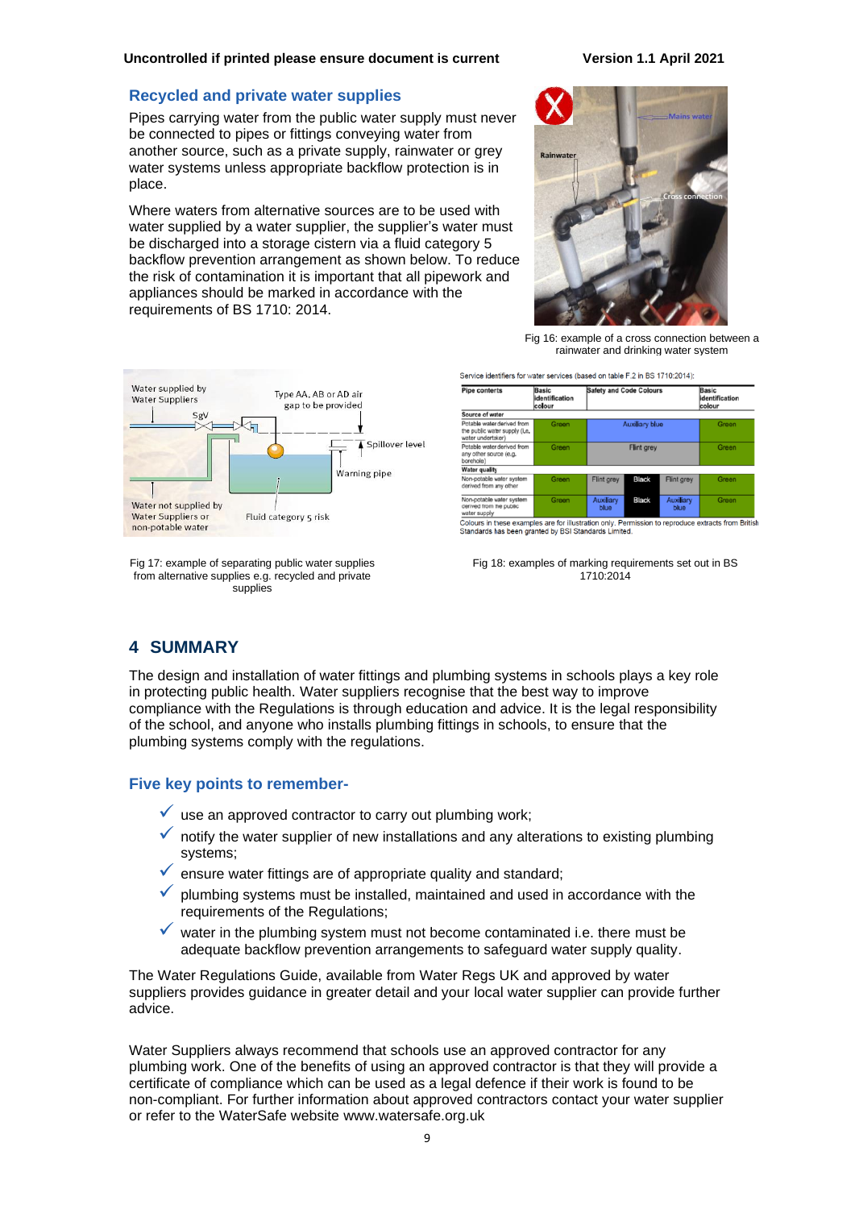## Recycled and private water supplies

Pipes carrying water from the public water supply must never be connected to pipes or fittings conveying water from another source, such as a private supply, rainwater or grey water systems unless appropriate backflow protection is in place.

Where waters from alternative sources are to be used with water supplied by a water supplier, the supplier's water must be discharged into a storage cistern via a fluid category 5 backflow prevention arrangement as shown below. To reduce the risk of contamination it is important that all pipework and appliances should be marked in accordance with the requirements of BS 1710: 2014.

Fig 16: example of a cross connection between a rainwater and drinking water system

Fig 17: example of separating public water supplies from alternative sources e.g. recycled and private supplies

Service identifiers for water services (based on table F.2 in BS 1710:2014):

| Pipe contents | Basic identification colour | Safety and Code Colours | | | Basic identification colour |
|---|---|---|---|---|---|
| **Source of water** | | | | | |
| Potable water derived from the public water supply (i.e. water undertaker) | Green | Auxiliary blue | | | Green |
| Potable water derived from any other source (e.g. borehole) | Green | Flint grey | | | Green |
| **Water quality** | | | | | |
| Non-potable water system derived from any other | Green | Flint grey | Black | Flint grey | Green |
| Non-potable water system derived from the public water supply | Green | Auxiliary blue | Black | Auxiliary blue | Green |

Colours in these examples are for illustration only. Permission to reproduce extracts from British Standards has been granted by BSI Standards Limited.

Fig 18: examples of marking requirements set out in BS 1710:2014

## 4 SUMMARY

The design and installation of water fittings and plumbing systems in schools plays a key role in protecting public health. Water suppliers recognise that the best way to improve compliance with the Regulations is through education and advice. It is the legal responsibility of the school, and anyone who installs plumbing fittings in schools, to ensure that the plumbing systems comply with the regulations.

### Five key points to remember-

- ✓ use an approved contractor to carry out plumbing work;
- ✓ notify the water supplier of new installations and any alterations to existing plumbing systems;
- ✓ ensure water fittings are of appropriate quality and standard;
- ✓ plumbing systems must be installed, maintained and used in accordance with the requirements of the Regulations;
- ✓ water in the plumbing system must not become contaminated i.e. there must be adequate backflow prevention arrangements to safeguard water supply quality.

The Water Regulations Guide, available from Water Regs UK and approved by water suppliers provides guidance in greater detail and your local water supplier can provide further advice.

Water Suppliers always recommend that schools use an approved contractor for any plumbing work. One of the benefits of using an approved contractor is that they will provide a certificate of compliance which can be used as a legal defence if their work is found to be non-compliant. For further information about approved contractors contact your water supplier or refer to the WaterSafe website www.watersafe.org.uk